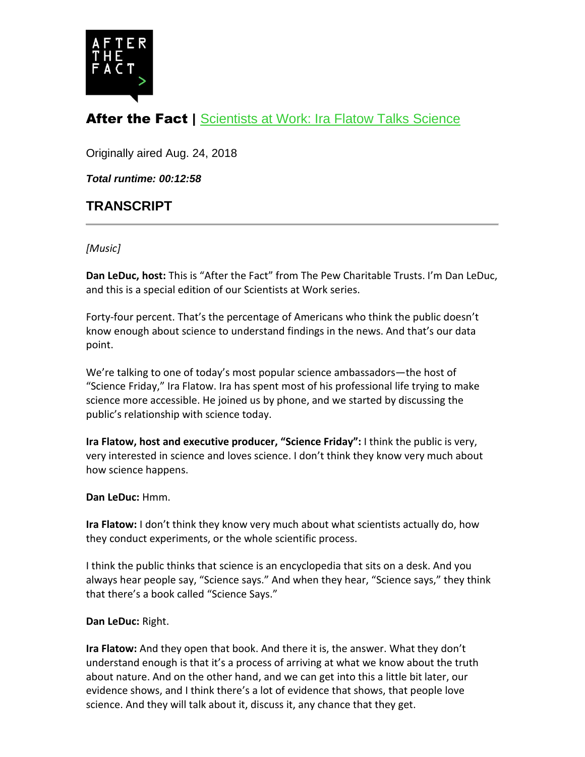## **After the Fact |** Scientists at Work: Ira Flatow Talks Science

Originally aired Aug. 24, 2018

***Total runtime: 00:12:58***

## TRANSCRIPT

*[Music]*

**Dan LeDuc, host:** This is "After the Fact" from The Pew Charitable Trusts. I'm Dan LeDuc, and this is a special edition of our Scientists at Work series.

Forty-four percent. That's the percentage of Americans who think the public doesn't know enough about science to understand findings in the news. And that's our data point.

We're talking to one of today's most popular science ambassadors—the host of "Science Friday," Ira Flatow. Ira has spent most of his professional life trying to make science more accessible. He joined us by phone, and we started by discussing the public's relationship with science today.

**Ira Flatow, host and executive producer, "Science Friday":** I think the public is very, very interested in science and loves science. I don't think they know very much about how science happens.

**Dan LeDuc:** Hmm.

**Ira Flatow:** I don't think they know very much about what scientists actually do, how they conduct experiments, or the whole scientific process.

I think the public thinks that science is an encyclopedia that sits on a desk. And you always hear people say, "Science says." And when they hear, "Science says," they think that there's a book called "Science Says."

**Dan LeDuc:** Right.

**Ira Flatow:** And they open that book. And there it is, the answer. What they don't understand enough is that it's a process of arriving at what we know about the truth about nature. And on the other hand, and we can get into this a little bit later, our evidence shows, and I think there's a lot of evidence that shows, that people love science. And they will talk about it, discuss it, any chance that they get.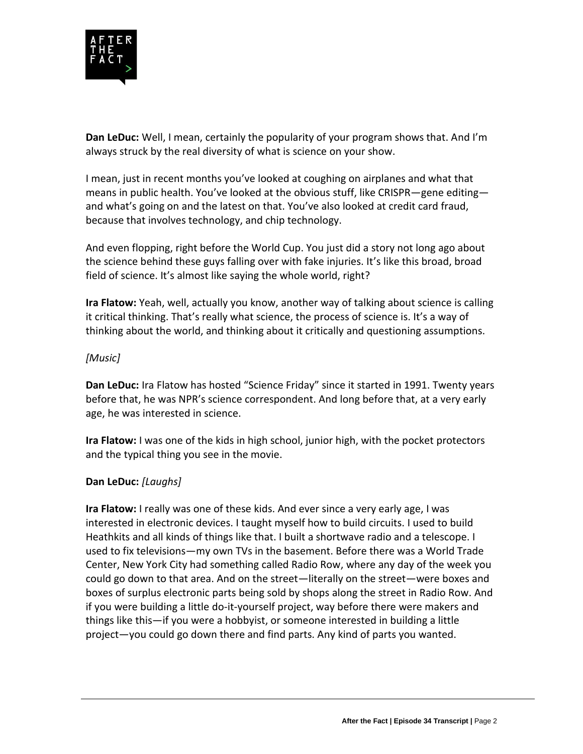**Dan LeDuc:** Well, I mean, certainly the popularity of your program shows that. And I'm always struck by the real diversity of what is science on your show.

I mean, just in recent months you've looked at coughing on airplanes and what that means in public health. You've looked at the obvious stuff, like CRISPR—gene editing—and what's going on and the latest on that. You've also looked at credit card fraud, because that involves technology, and chip technology.

And even flopping, right before the World Cup. You just did a story not long ago about the science behind these guys falling over with fake injuries. It's like this broad, broad field of science. It's almost like saying the whole world, right?

**Ira Flatow:** Yeah, well, actually you know, another way of talking about science is calling it critical thinking. That's really what science, the process of science is. It's a way of thinking about the world, and thinking about it critically and questioning assumptions.

*[Music]*

**Dan LeDuc:** Ira Flatow has hosted "Science Friday" since it started in 1991. Twenty years before that, he was NPR's science correspondent. And long before that, at a very early age, he was interested in science.

**Ira Flatow:** I was one of the kids in high school, junior high, with the pocket protectors and the typical thing you see in the movie.

**Dan LeDuc:** *[Laughs]*

**Ira Flatow:** I really was one of these kids. And ever since a very early age, I was interested in electronic devices. I taught myself how to build circuits. I used to build Heathkits and all kinds of things like that. I built a shortwave radio and a telescope. I used to fix televisions—my own TVs in the basement. Before there was a World Trade Center, New York City had something called Radio Row, where any day of the week you could go down to that area. And on the street—literally on the street—were boxes and boxes of surplus electronic parts being sold by shops along the street in Radio Row. And if you were building a little do-it-yourself project, way before there were makers and things like this—if you were a hobbyist, or someone interested in building a little project—you could go down there and find parts. Any kind of parts you wanted.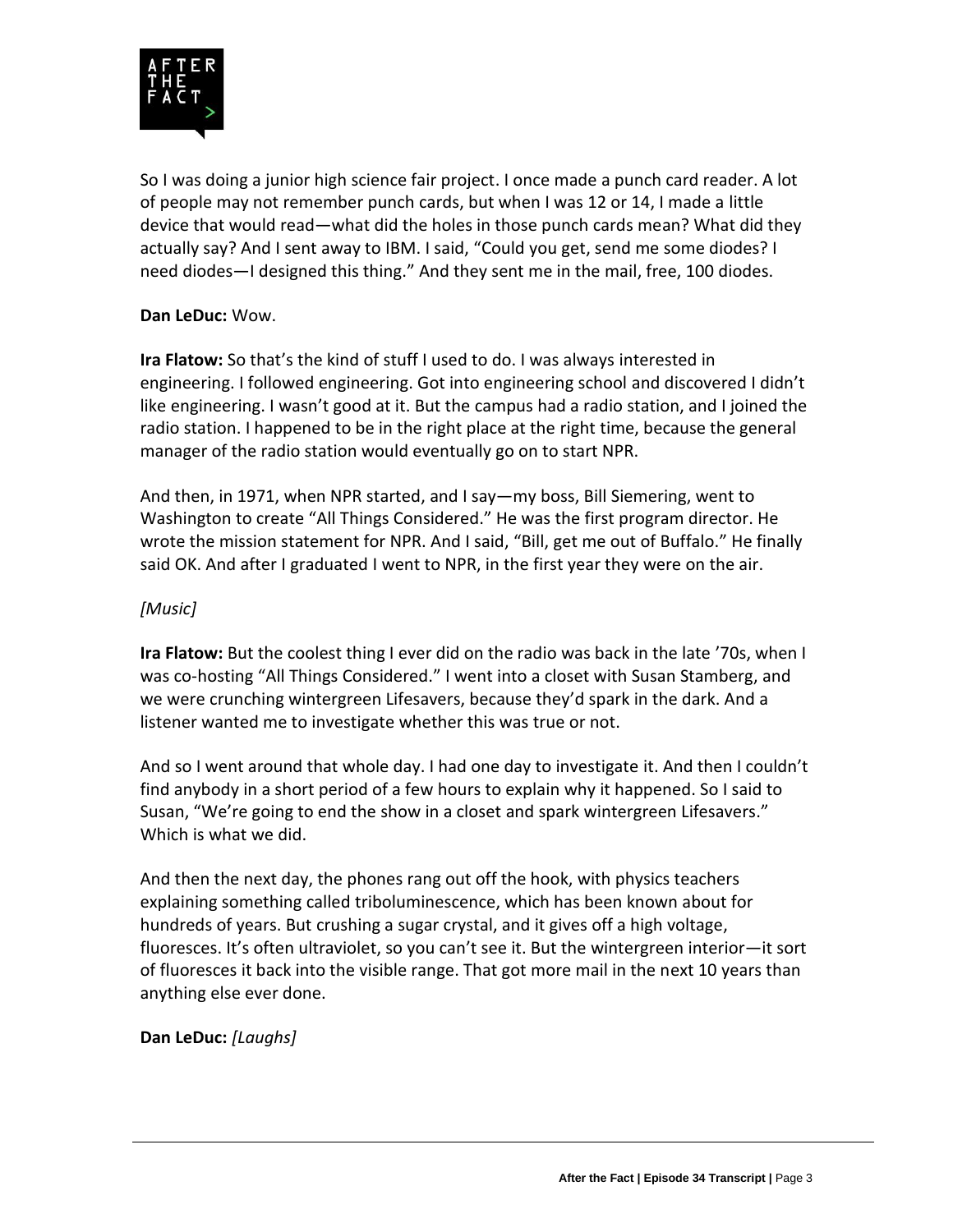So I was doing a junior high science fair project. I once made a punch card reader. A lot of people may not remember punch cards, but when I was 12 or 14, I made a little device that would read—what did the holes in those punch cards mean? What did they actually say? And I sent away to IBM. I said, "Could you get, send me some diodes? I need diodes—I designed this thing." And they sent me in the mail, free, 100 diodes.

**Dan LeDuc:** Wow.

**Ira Flatow:** So that's the kind of stuff I used to do. I was always interested in engineering. I followed engineering. Got into engineering school and discovered I didn't like engineering. I wasn't good at it. But the campus had a radio station, and I joined the radio station. I happened to be in the right place at the right time, because the general manager of the radio station would eventually go on to start NPR.

And then, in 1971, when NPR started, and I say—my boss, Bill Siemering, went to Washington to create "All Things Considered." He was the first program director. He wrote the mission statement for NPR. And I said, "Bill, get me out of Buffalo." He finally said OK. And after I graduated I went to NPR, in the first year they were on the air.

*[Music]*

**Ira Flatow:** But the coolest thing I ever did on the radio was back in the late '70s, when I was co-hosting "All Things Considered." I went into a closet with Susan Stamberg, and we were crunching wintergreen Lifesavers, because they'd spark in the dark. And a listener wanted me to investigate whether this was true or not.

And so I went around that whole day. I had one day to investigate it. And then I couldn't find anybody in a short period of a few hours to explain why it happened. So I said to Susan, "We're going to end the show in a closet and spark wintergreen Lifesavers." Which is what we did.

And then the next day, the phones rang out off the hook, with physics teachers explaining something called triboluminescence, which has been known about for hundreds of years. But crushing a sugar crystal, and it gives off a high voltage, fluoresces. It's often ultraviolet, so you can't see it. But the wintergreen interior—it sort of fluoresces it back into the visible range. That got more mail in the next 10 years than anything else ever done.

**Dan LeDuc:** *[Laughs]*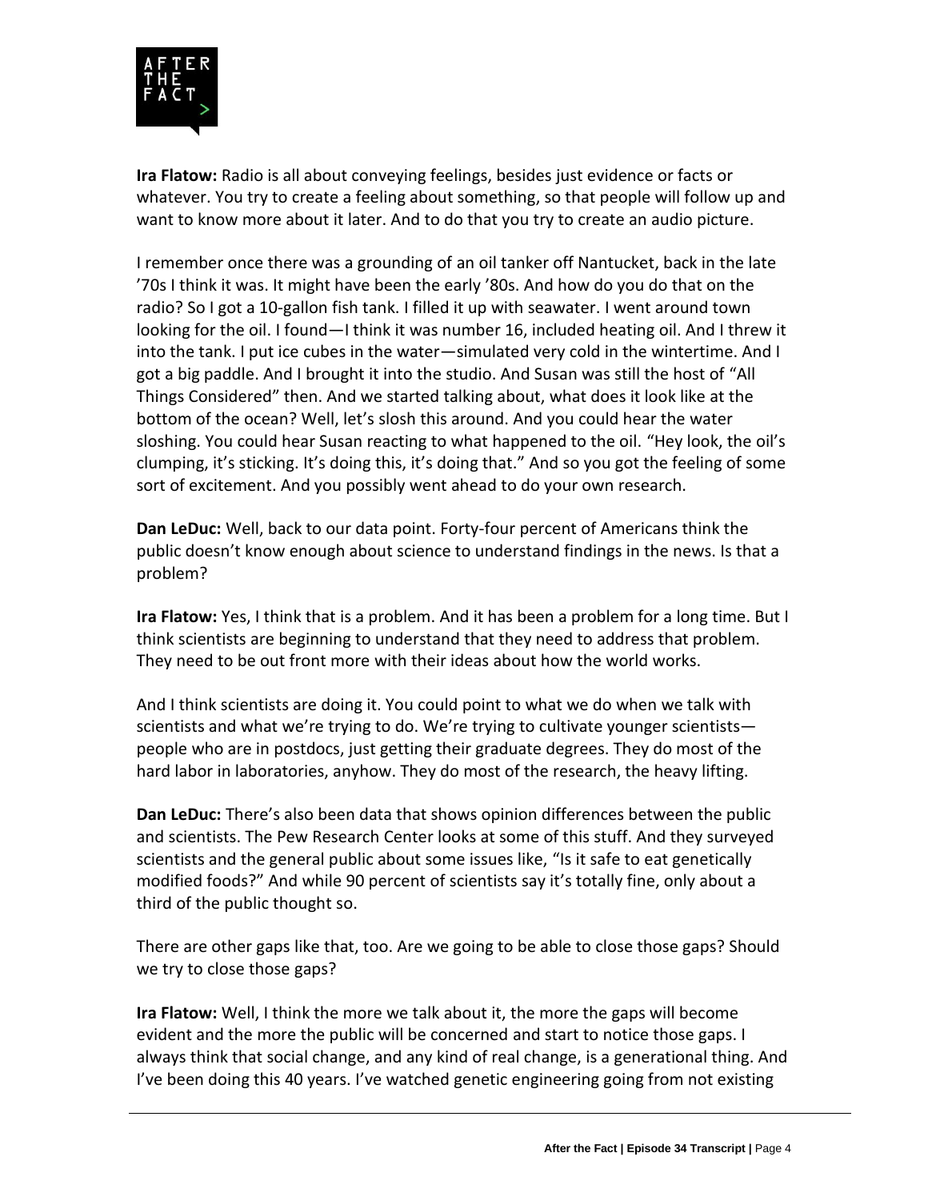**Ira Flatow:** Radio is all about conveying feelings, besides just evidence or facts or whatever. You try to create a feeling about something, so that people will follow up and want to know more about it later. And to do that you try to create an audio picture.

I remember once there was a grounding of an oil tanker off Nantucket, back in the late ’70s I think it was. It might have been the early ’80s. And how do you do that on the radio? So I got a 10-gallon fish tank. I filled it up with seawater. I went around town looking for the oil. I found—I think it was number 16, included heating oil. And I threw it into the tank. I put ice cubes in the water—simulated very cold in the wintertime. And I got a big paddle. And I brought it into the studio. And Susan was still the host of “All Things Considered” then. And we started talking about, what does it look like at the bottom of the ocean? Well, let’s slosh this around. And you could hear the water sloshing. You could hear Susan reacting to what happened to the oil. “Hey look, the oil’s clumping, it’s sticking. It’s doing this, it’s doing that.” And so you got the feeling of some sort of excitement. And you possibly went ahead to do your own research.

**Dan LeDuc:** Well, back to our data point. Forty-four percent of Americans think the public doesn’t know enough about science to understand findings in the news. Is that a problem?

**Ira Flatow:** Yes, I think that is a problem. And it has been a problem for a long time. But I think scientists are beginning to understand that they need to address that problem. They need to be out front more with their ideas about how the world works.

And I think scientists are doing it. You could point to what we do when we talk with scientists and what we’re trying to do. We’re trying to cultivate younger scientists—people who are in postdocs, just getting their graduate degrees. They do most of the hard labor in laboratories, anyhow. They do most of the research, the heavy lifting.

**Dan LeDuc:** There’s also been data that shows opinion differences between the public and scientists. The Pew Research Center looks at some of this stuff. And they surveyed scientists and the general public about some issues like, “Is it safe to eat genetically modified foods?” And while 90 percent of scientists say it’s totally fine, only about a third of the public thought so.

There are other gaps like that, too. Are we going to be able to close those gaps? Should we try to close those gaps?

**Ira Flatow:** Well, I think the more we talk about it, the more the gaps will become evident and the more the public will be concerned and start to notice those gaps. I always think that social change, and any kind of real change, is a generational thing. And I’ve been doing this 40 years. I’ve watched genetic engineering going from not existing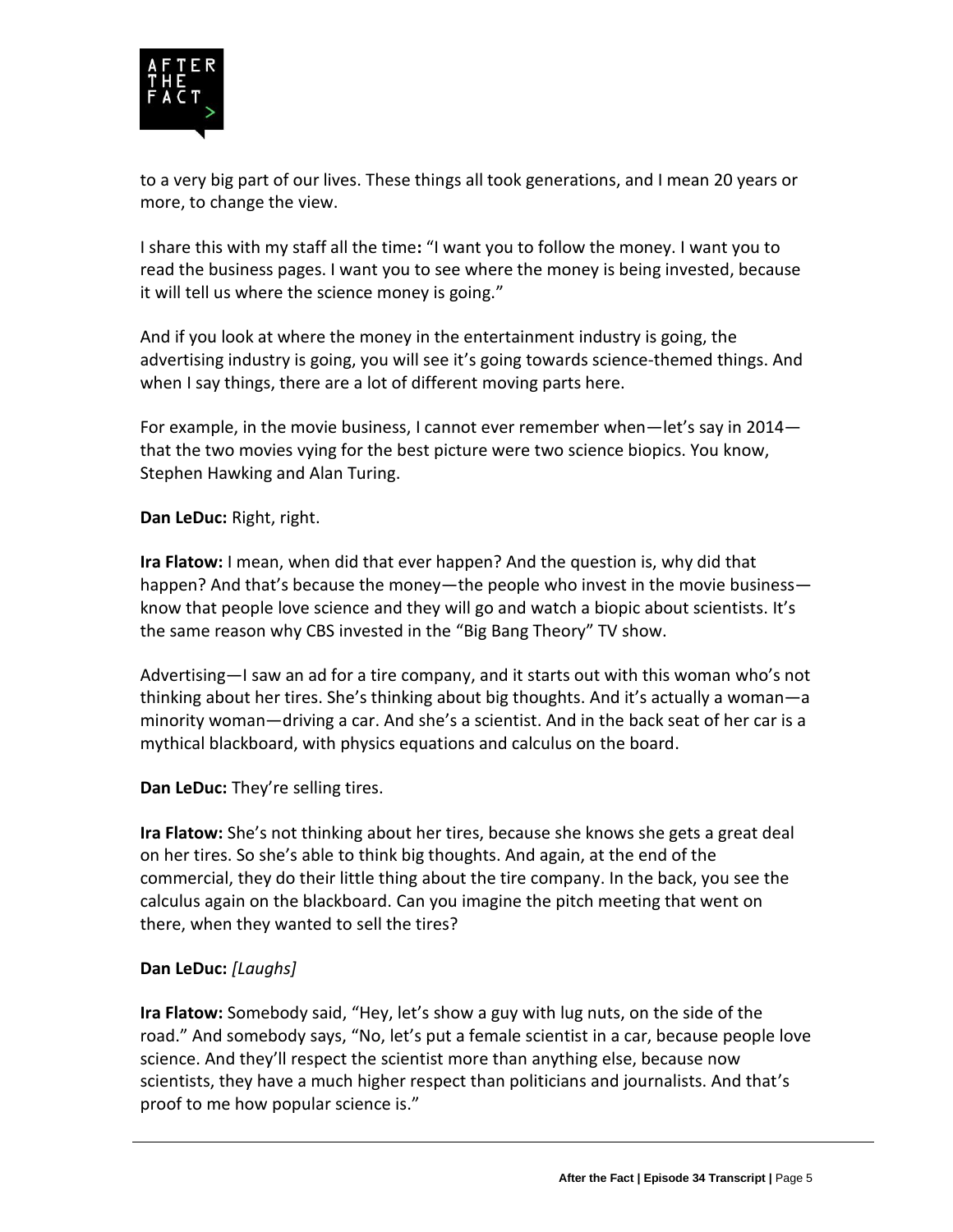to a very big part of our lives. These things all took generations, and I mean 20 years or more, to change the view.

I share this with my staff all the time**:** "I want you to follow the money. I want you to read the business pages. I want you to see where the money is being invested, because it will tell us where the science money is going."

And if you look at where the money in the entertainment industry is going, the advertising industry is going, you will see it's going towards science-themed things. And when I say things, there are a lot of different moving parts here.

For example, in the movie business, I cannot ever remember when—let's say in 2014—that the two movies vying for the best picture were two science biopics. You know, Stephen Hawking and Alan Turing.

**Dan LeDuc:** Right, right.

**Ira Flatow:** I mean, when did that ever happen? And the question is, why did that happen? And that's because the money—the people who invest in the movie business—know that people love science and they will go and watch a biopic about scientists. It's the same reason why CBS invested in the "Big Bang Theory" TV show.

Advertising—I saw an ad for a tire company, and it starts out with this woman who's not thinking about her tires. She's thinking about big thoughts. And it's actually a woman—a minority woman—driving a car. And she's a scientist. And in the back seat of her car is a mythical blackboard, with physics equations and calculus on the board.

**Dan LeDuc:** They're selling tires.

**Ira Flatow:** She's not thinking about her tires, because she knows she gets a great deal on her tires. So she's able to think big thoughts. And again, at the end of the commercial, they do their little thing about the tire company. In the back, you see the calculus again on the blackboard. Can you imagine the pitch meeting that went on there, when they wanted to sell the tires?

**Dan LeDuc:** *[Laughs]*

**Ira Flatow:** Somebody said, "Hey, let's show a guy with lug nuts, on the side of the road." And somebody says, "No, let's put a female scientist in a car, because people love science. And they'll respect the scientist more than anything else, because now scientists, they have a much higher respect than politicians and journalists. And that's proof to me how popular science is."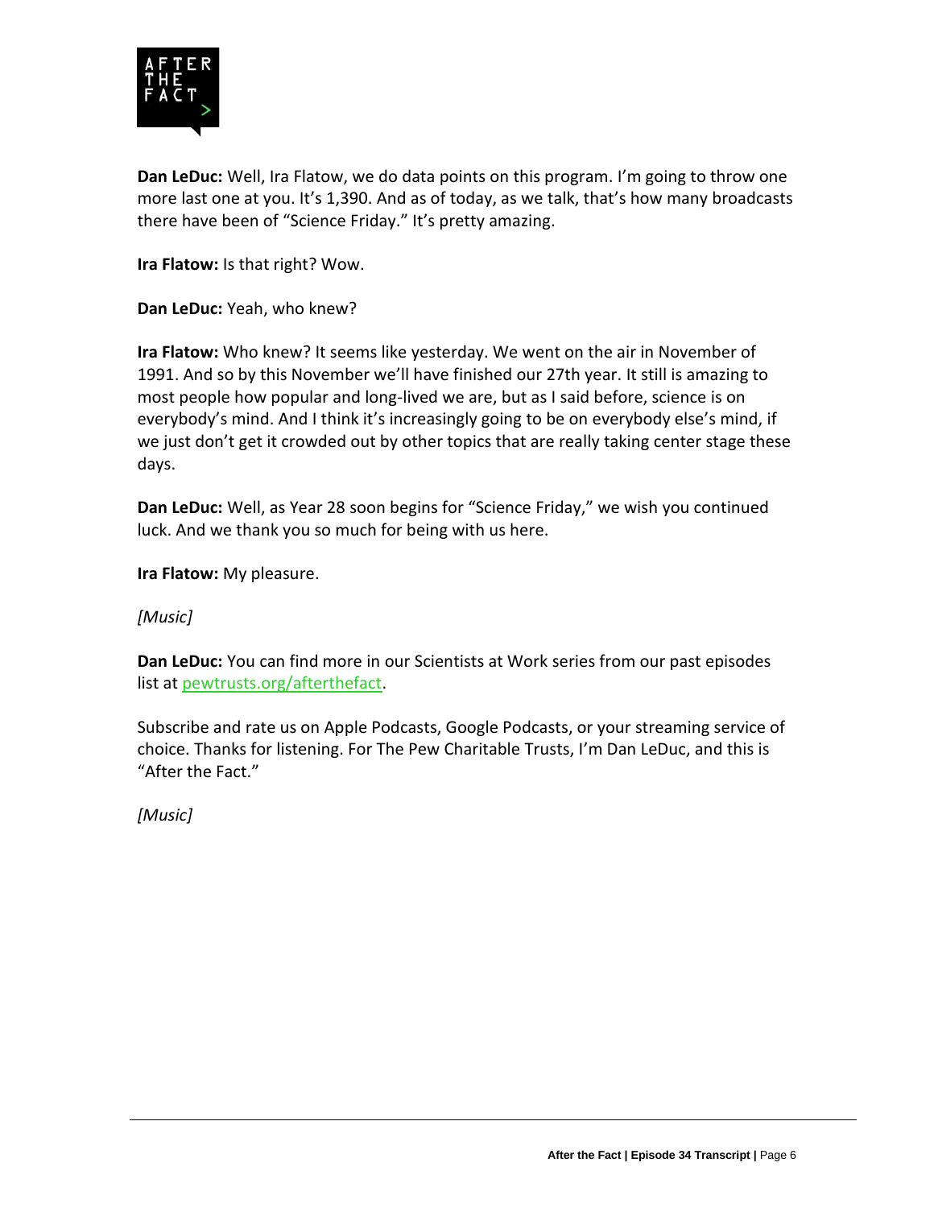**Dan LeDuc:** Well, Ira Flatow, we do data points on this program. I'm going to throw one more last one at you. It's 1,390. And as of today, as we talk, that's how many broadcasts there have been of "Science Friday." It's pretty amazing.

**Ira Flatow:** Is that right? Wow.

**Dan LeDuc:** Yeah, who knew?

**Ira Flatow:** Who knew? It seems like yesterday. We went on the air in November of 1991. And so by this November we'll have finished our 27th year. It still is amazing to most people how popular and long-lived we are, but as I said before, science is on everybody's mind. And I think it's increasingly going to be on everybody else's mind, if we just don't get it crowded out by other topics that are really taking center stage these days.

**Dan LeDuc:** Well, as Year 28 soon begins for "Science Friday," we wish you continued luck. And we thank you so much for being with us here.

**Ira Flatow:** My pleasure.

*[Music]*

**Dan LeDuc:** You can find more in our Scientists at Work series from our past episodes list at pewtrusts.org/afterthefact.

Subscribe and rate us on Apple Podcasts, Google Podcasts, or your streaming service of choice. Thanks for listening. For The Pew Charitable Trusts, I'm Dan LeDuc, and this is "After the Fact."

*[Music]*